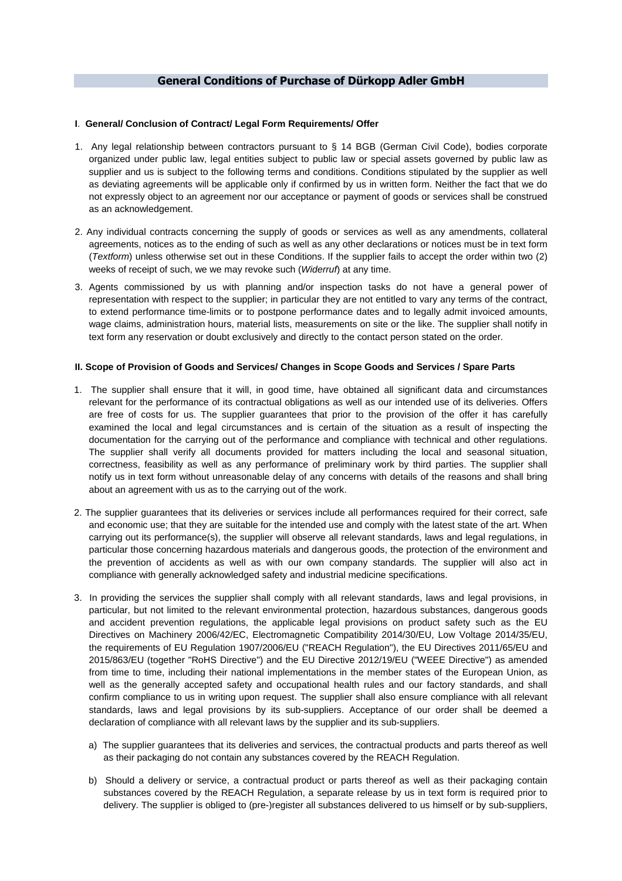# General Conditions of Purchase of Dürkopp Adler GmbH

### I. General/ Conclusion of Contract/ Legal Form Requirements/ Offer

1. Any legal relationship between contractors pursuant to § 14 BGB (German Civil Code), bodies corporate organized under public law, legal entities subject to public law or special assets governed by public law as supplier and us is subject to the following terms and conditions. Conditions stipulated by the supplier as well as deviating agreements will be applicable only if confirmed by us in written form. Neither the fact that we do not expressly object to an agreement nor our acceptance or payment of goods or services shall be construed as an acknowledgement.

2. Any individual contracts concerning the supply of goods or services as well as any amendments, collateral agreements, notices as to the ending of such as well as any other declarations or notices must be in text form (*Textform*) unless otherwise set out in these Conditions. If the supplier fails to accept the order within two (2) weeks of receipt of such, we we may revoke such (*Widerruf*) at any time.

3. Agents commissioned by us with planning and/or inspection tasks do not have a general power of representation with respect to the supplier; in particular they are not entitled to vary any terms of the contract, to extend performance time-limits or to postpone performance dates and to legally admit invoiced amounts, wage claims, administration hours, material lists, measurements on site or the like. The supplier shall notify in text form any reservation or doubt exclusively and directly to the contact person stated on the order.

### II. Scope of Provision of Goods and Services/ Changes in Scope Goods and Services / Spare Parts

1. The supplier shall ensure that it will, in good time, have obtained all significant data and circumstances relevant for the performance of its contractual obligations as well as our intended use of its deliveries. Offers are free of costs for us. The supplier guarantees that prior to the provision of the offer it has carefully examined the local and legal circumstances and is certain of the situation as a result of inspecting the documentation for the carrying out of the performance and compliance with technical and other regulations. The supplier shall verify all documents provided for matters including the local and seasonal situation, correctness, feasibility as well as any performance of preliminary work by third parties. The supplier shall notify us in text form without unreasonable delay of any concerns with details of the reasons and shall bring about an agreement with us as to the carrying out of the work.

2. The supplier guarantees that its deliveries or services include all performances required for their correct, safe and economic use; that they are suitable for the intended use and comply with the latest state of the art. When carrying out its performance(s), the supplier will observe all relevant standards, laws and legal regulations, in particular those concerning hazardous materials and dangerous goods, the protection of the environment and the prevention of accidents as well as with our own company standards. The supplier will also act in compliance with generally acknowledged safety and industrial medicine specifications.

3. In providing the services the supplier shall comply with all relevant standards, laws and legal provisions, in particular, but not limited to the relevant environmental protection, hazardous substances, dangerous goods and accident prevention regulations, the applicable legal provisions on product safety such as the EU Directives on Machinery 2006/42/EC, Electromagnetic Compatibility 2014/30/EU, Low Voltage 2014/35/EU, the requirements of EU Regulation 1907/2006/EU ("REACH Regulation"), the EU Directives 2011/65/EU and 2015/863/EU (together "RoHS Directive") and the EU Directive 2012/19/EU ("WEEE Directive") as amended from time to time, including their national implementations in the member states of the European Union, as well as the generally accepted safety and occupational health rules and our factory standards, and shall confirm compliance to us in writing upon request. The supplier shall also ensure compliance with all relevant standards, laws and legal provisions by its sub-suppliers. Acceptance of our order shall be deemed a declaration of compliance with all relevant laws by the supplier and its sub-suppliers.

   a) The supplier guarantees that its deliveries and services, the contractual products and parts thereof as well as their packaging do not contain any substances covered by the REACH Regulation.

   b) Should a delivery or service, a contractual product or parts thereof as well as their packaging contain substances covered by the REACH Regulation, a separate release by us in text form is required prior to delivery. The supplier is obliged to (pre-)register all substances delivered to us himself or by sub-suppliers,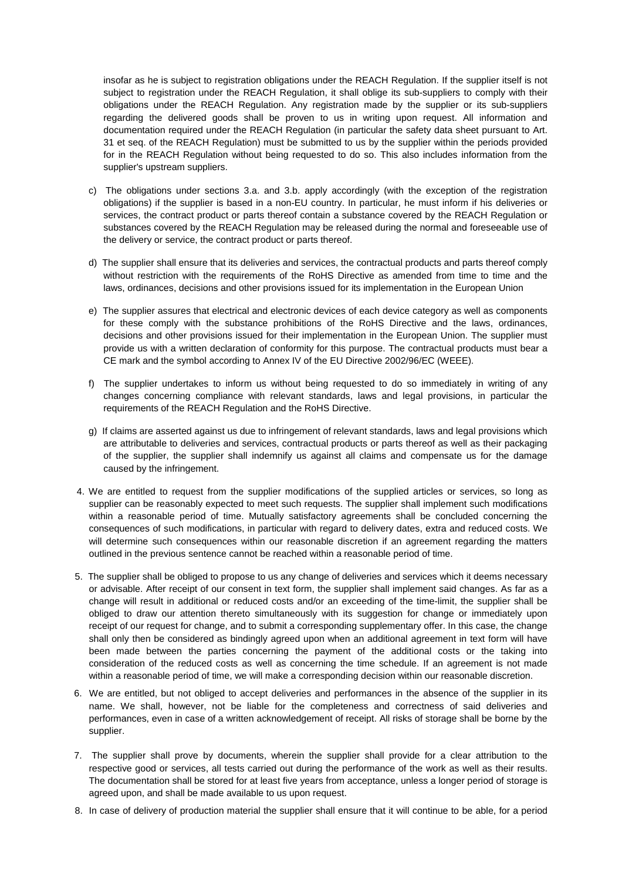insofar as he is subject to registration obligations under the REACH Regulation. If the supplier itself is not subject to registration under the REACH Regulation, it shall oblige its sub-suppliers to comply with their obligations under the REACH Regulation. Any registration made by the supplier or its sub-suppliers regarding the delivered goods shall be proven to us in writing upon request. All information and documentation required under the REACH Regulation (in particular the safety data sheet pursuant to Art. 31 et seq. of the REACH Regulation) must be submitted to us by the supplier within the periods provided for in the REACH Regulation without being requested to do so. This also includes information from the supplier's upstream suppliers.

c) The obligations under sections 3.a. and 3.b. apply accordingly (with the exception of the registration obligations) if the supplier is based in a non-EU country. In particular, he must inform if his deliveries or services, the contract product or parts thereof contain a substance covered by the REACH Regulation or substances covered by the REACH Regulation may be released during the normal and foreseeable use of the delivery or service, the contract product or parts thereof.

d) The supplier shall ensure that its deliveries and services, the contractual products and parts thereof comply without restriction with the requirements of the RoHS Directive as amended from time to time and the laws, ordinances, decisions and other provisions issued for its implementation in the European Union

e) The supplier assures that electrical and electronic devices of each device category as well as components for these comply with the substance prohibitions of the RoHS Directive and the laws, ordinances, decisions and other provisions issued for their implementation in the European Union. The supplier must provide us with a written declaration of conformity for this purpose. The contractual products must bear a CE mark and the symbol according to Annex IV of the EU Directive 2002/96/EC (WEEE).

f) The supplier undertakes to inform us without being requested to do so immediately in writing of any changes concerning compliance with relevant standards, laws and legal provisions, in particular the requirements of the REACH Regulation and the RoHS Directive.

g) If claims are asserted against us due to infringement of relevant standards, laws and legal provisions which are attributable to deliveries and services, contractual products or parts thereof as well as their packaging of the supplier, the supplier shall indemnify us against all claims and compensate us for the damage caused by the infringement.

4. We are entitled to request from the supplier modifications of the supplied articles or services, so long as supplier can be reasonably expected to meet such requests. The supplier shall implement such modifications within a reasonable period of time. Mutually satisfactory agreements shall be concluded concerning the consequences of such modifications, in particular with regard to delivery dates, extra and reduced costs. We will determine such consequences within our reasonable discretion if an agreement regarding the matters outlined in the previous sentence cannot be reached within a reasonable period of time.

5. The supplier shall be obliged to propose to us any change of deliveries and services which it deems necessary or advisable. After receipt of our consent in text form, the supplier shall implement said changes. As far as a change will result in additional or reduced costs and/or an exceeding of the time-limit, the supplier shall be obliged to draw our attention thereto simultaneously with its suggestion for change or immediately upon receipt of our request for change, and to submit a corresponding supplementary offer. In this case, the change shall only then be considered as bindingly agreed upon when an additional agreement in text form will have been made between the parties concerning the payment of the additional costs or the taking into consideration of the reduced costs as well as concerning the time schedule. If an agreement is not made within a reasonable period of time, we will make a corresponding decision within our reasonable discretion.

6. We are entitled, but not obliged to accept deliveries and performances in the absence of the supplier in its name. We shall, however, not be liable for the completeness and correctness of said deliveries and performances, even in case of a written acknowledgement of receipt. All risks of storage shall be borne by the supplier.

7. The supplier shall prove by documents, wherein the supplier shall provide for a clear attribution to the respective good or services, all tests carried out during the performance of the work as well as their results. The documentation shall be stored for at least five years from acceptance, unless a longer period of storage is agreed upon, and shall be made available to us upon request.

8. In case of delivery of production material the supplier shall ensure that it will continue to be able, for a period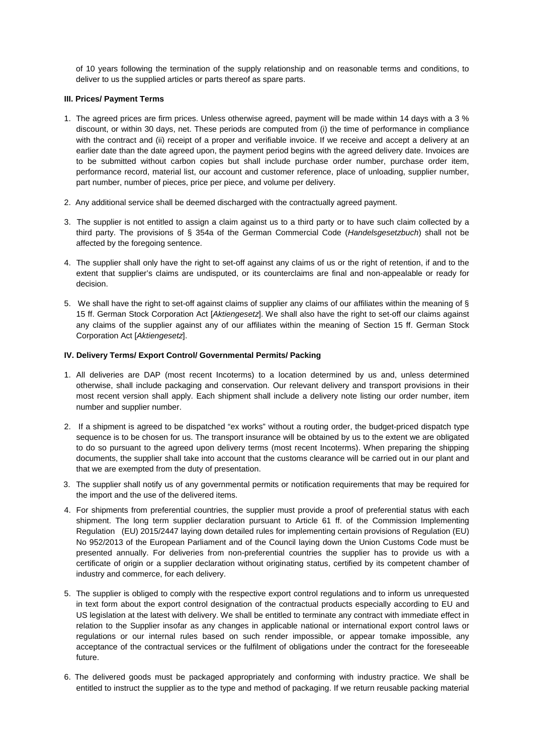of 10 years following the termination of the supply relationship and on reasonable terms and conditions, to deliver to us the supplied articles or parts thereof as spare parts.

**III. Prices/ Payment Terms**

1. The agreed prices are firm prices. Unless otherwise agreed, payment will be made within 14 days with a 3 % discount, or within 30 days, net. These periods are computed from (i) the time of performance in compliance with the contract and (ii) receipt of a proper and verifiable invoice. If we receive and accept a delivery at an earlier date than the date agreed upon, the payment period begins with the agreed delivery date. Invoices are to be submitted without carbon copies but shall include purchase order number, purchase order item, performance record, material list, our account and customer reference, place of unloading, supplier number, part number, number of pieces, price per piece, and volume per delivery.

2. Any additional service shall be deemed discharged with the contractually agreed payment.

3. The supplier is not entitled to assign a claim against us to a third party or to have such claim collected by a third party. The provisions of § 354a of the German Commercial Code (*Handelsgesetzbuch*) shall not be affected by the foregoing sentence.

4. The supplier shall only have the right to set-off against any claims of us or the right of retention, if and to the extent that supplier's claims are undisputed, or its counterclaims are final and non-appealable or ready for decision.

5. We shall have the right to set-off against claims of supplier any claims of our affiliates within the meaning of § 15 ff. German Stock Corporation Act [*Aktiengesetz*]. We shall also have the right to set-off our claims against any claims of the supplier against any of our affiliates within the meaning of Section 15 ff. German Stock Corporation Act [*Aktiengesetz*].

**IV. Delivery Terms/ Export Control/ Governmental Permits/ Packing**

1. All deliveries are DAP (most recent Incoterms) to a location determined by us and, unless determined otherwise, shall include packaging and conservation. Our relevant delivery and transport provisions in their most recent version shall apply. Each shipment shall include a delivery note listing our order number, item number and supplier number.

2. If a shipment is agreed to be dispatched "ex works" without a routing order, the budget-priced dispatch type sequence is to be chosen for us. The transport insurance will be obtained by us to the extent we are obligated to do so pursuant to the agreed upon delivery terms (most recent Incoterms). When preparing the shipping documents, the supplier shall take into account that the customs clearance will be carried out in our plant and that we are exempted from the duty of presentation.

3. The supplier shall notify us of any governmental permits or notification requirements that may be required for the import and the use of the delivered items.

4. For shipments from preferential countries, the supplier must provide a proof of preferential status with each shipment. The long term supplier declaration pursuant to Article 61 ff. of the Commission Implementing Regulation (EU) 2015/2447 laying down detailed rules for implementing certain provisions of Regulation (EU) No 952/2013 of the European Parliament and of the Council laying down the Union Customs Code must be presented annually. For deliveries from non-preferential countries the supplier has to provide us with a certificate of origin or a supplier declaration without originating status, certified by its competent chamber of industry and commerce, for each delivery.

5. The supplier is obliged to comply with the respective export control regulations and to inform us unrequested in text form about the export control designation of the contractual products especially according to EU and US legislation at the latest with delivery. We shall be entitled to terminate any contract with immediate effect in relation to the Supplier insofar as any changes in applicable national or international export control laws or regulations or our internal rules based on such render impossible, or appear tomake impossible, any acceptance of the contractual services or the fulfilment of obligations under the contract for the foreseeable future.

6. The delivered goods must be packaged appropriately and conforming with industry practice. We shall be entitled to instruct the supplier as to the type and method of packaging. If we return reusable packing material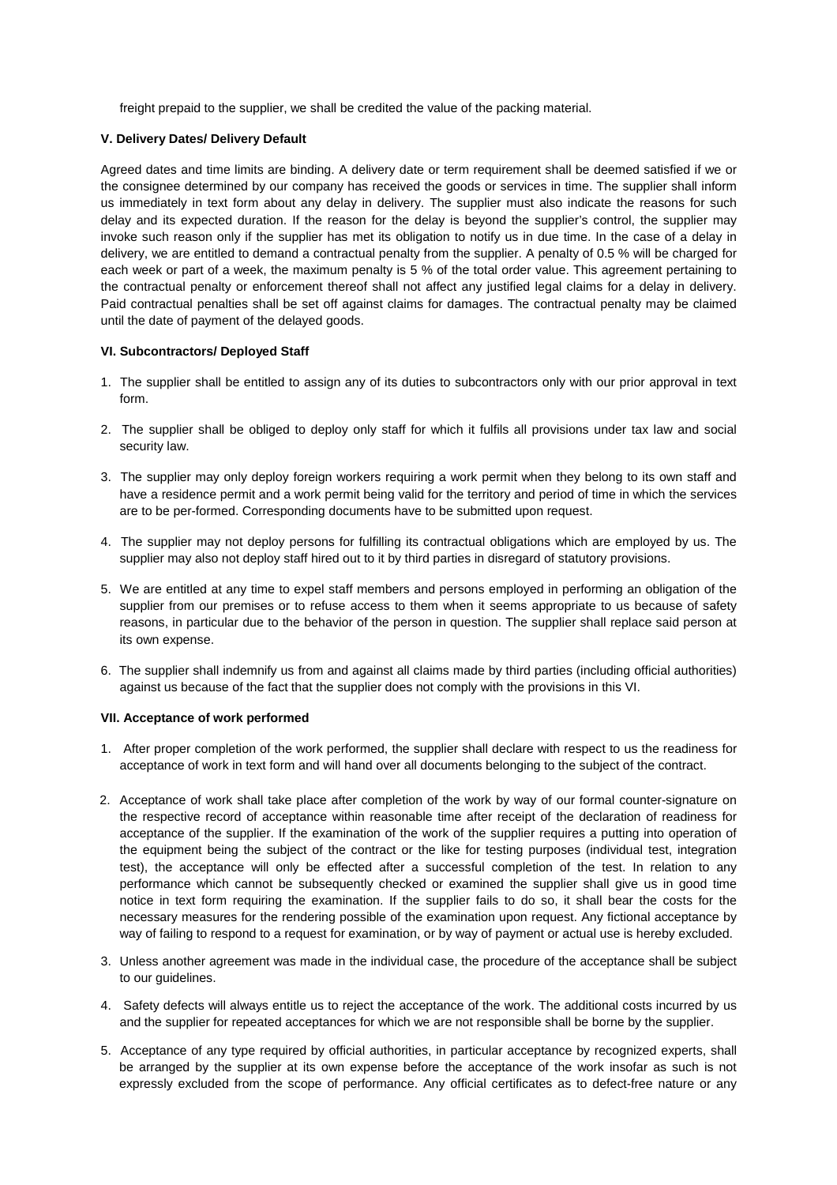freight prepaid to the supplier, we shall be credited the value of the packing material.

### V. Delivery Dates/ Delivery Default

Agreed dates and time limits are binding. A delivery date or term requirement shall be deemed satisfied if we or the consignee determined by our company has received the goods or services in time. The supplier shall inform us immediately in text form about any delay in delivery. The supplier must also indicate the reasons for such delay and its expected duration. If the reason for the delay is beyond the supplier's control, the supplier may invoke such reason only if the supplier has met its obligation to notify us in due time. In the case of a delay in delivery, we are entitled to demand a contractual penalty from the supplier. A penalty of 0.5 % will be charged for each week or part of a week, the maximum penalty is 5 % of the total order value. This agreement pertaining to the contractual penalty or enforcement thereof shall not affect any justified legal claims for a delay in delivery. Paid contractual penalties shall be set off against claims for damages. The contractual penalty may be claimed until the date of payment of the delayed goods.

### VI. Subcontractors/ Deployed Staff

1. The supplier shall be entitled to assign any of its duties to subcontractors only with our prior approval in text form.
2. The supplier shall be obliged to deploy only staff for which it fulfils all provisions under tax law and social security law.
3. The supplier may only deploy foreign workers requiring a work permit when they belong to its own staff and have a residence permit and a work permit being valid for the territory and period of time in which the services are to be per-formed. Corresponding documents have to be submitted upon request.
4. The supplier may not deploy persons for fulfilling its contractual obligations which are employed by us. The supplier may also not deploy staff hired out to it by third parties in disregard of statutory provisions.
5. We are entitled at any time to expel staff members and persons employed in performing an obligation of the supplier from our premises or to refuse access to them when it seems appropriate to us because of safety reasons, in particular due to the behavior of the person in question. The supplier shall replace said person at its own expense.
6. The supplier shall indemnify us from and against all claims made by third parties (including official authorities) against us because of the fact that the supplier does not comply with the provisions in this VI.

### VII. Acceptance of work performed

1. After proper completion of the work performed, the supplier shall declare with respect to us the readiness for acceptance of work in text form and will hand over all documents belonging to the subject of the contract.
2. Acceptance of work shall take place after completion of the work by way of our formal counter-signature on the respective record of acceptance within reasonable time after receipt of the declaration of readiness for acceptance of the supplier. If the examination of the work of the supplier requires a putting into operation of the equipment being the subject of the contract or the like for testing purposes (individual test, integration test), the acceptance will only be effected after a successful completion of the test. In relation to any performance which cannot be subsequently checked or examined the supplier shall give us in good time notice in text form requiring the examination. If the supplier fails to do so, it shall bear the costs for the necessary measures for the rendering possible of the examination upon request. Any fictional acceptance by way of failing to respond to a request for examination, or by way of payment or actual use is hereby excluded.
3. Unless another agreement was made in the individual case, the procedure of the acceptance shall be subject to our guidelines.
4. Safety defects will always entitle us to reject the acceptance of the work. The additional costs incurred by us and the supplier for repeated acceptances for which we are not responsible shall be borne by the supplier.
5. Acceptance of any type required by official authorities, in particular acceptance by recognized experts, shall be arranged by the supplier at its own expense before the acceptance of the work insofar as such is not expressly excluded from the scope of performance. Any official certificates as to defect-free nature or any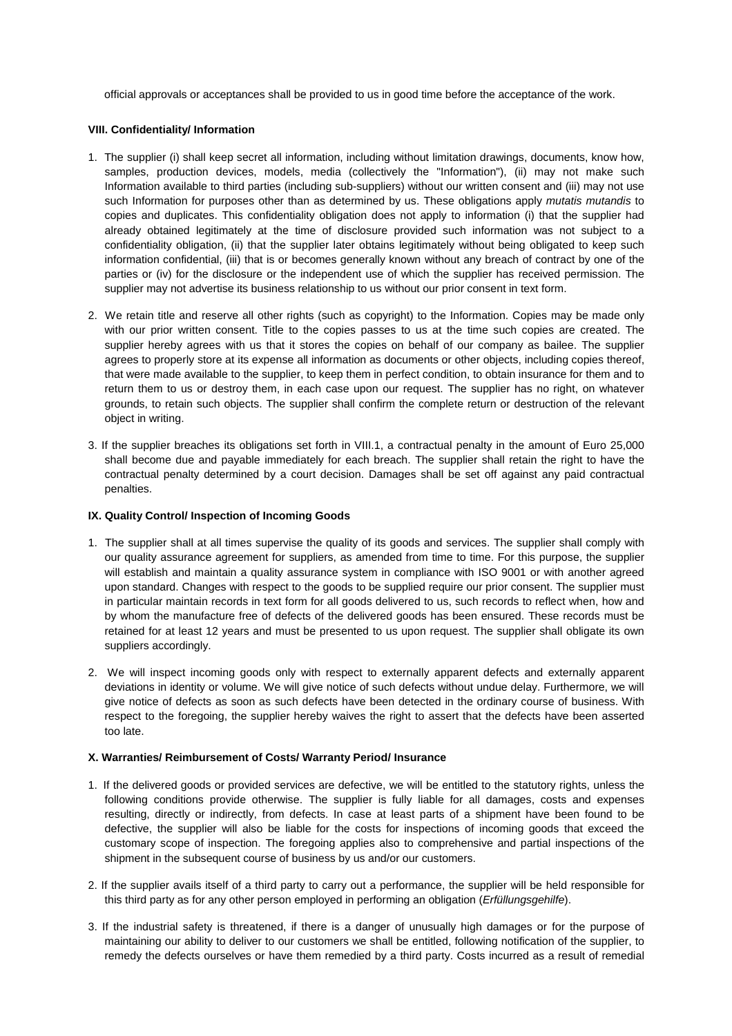official approvals or acceptances shall be provided to us in good time before the acceptance of the work.

### VIII. Confidentiality/ Information

1. The supplier (i) shall keep secret all information, including without limitation drawings, documents, know how, samples, production devices, models, media (collectively the "Information"), (ii) may not make such Information available to third parties (including sub-suppliers) without our written consent and (iii) may not use such Information for purposes other than as determined by us. These obligations apply *mutatis mutandis* to copies and duplicates. This confidentiality obligation does not apply to information (i) that the supplier had already obtained legitimately at the time of disclosure provided such information was not subject to a confidentiality obligation, (ii) that the supplier later obtains legitimately without being obligated to keep such information confidential, (iii) that is or becomes generally known without any breach of contract by one of the parties or (iv) for the disclosure or the independent use of which the supplier has received permission. The supplier may not advertise its business relationship to us without our prior consent in text form.

2. We retain title and reserve all other rights (such as copyright) to the Information. Copies may be made only with our prior written consent. Title to the copies passes to us at the time such copies are created. The supplier hereby agrees with us that it stores the copies on behalf of our company as bailee. The supplier agrees to properly store at its expense all information as documents or other objects, including copies thereof, that were made available to the supplier, to keep them in perfect condition, to obtain insurance for them and to return them to us or destroy them, in each case upon our request. The supplier has no right, on whatever grounds, to retain such objects. The supplier shall confirm the complete return or destruction of the relevant object in writing.

3. If the supplier breaches its obligations set forth in VIII.1, a contractual penalty in the amount of Euro 25,000 shall become due and payable immediately for each breach. The supplier shall retain the right to have the contractual penalty determined by a court decision. Damages shall be set off against any paid contractual penalties.

### IX. Quality Control/ Inspection of Incoming Goods

1. The supplier shall at all times supervise the quality of its goods and services. The supplier shall comply with our quality assurance agreement for suppliers, as amended from time to time. For this purpose, the supplier will establish and maintain a quality assurance system in compliance with ISO 9001 or with another agreed upon standard. Changes with respect to the goods to be supplied require our prior consent. The supplier must in particular maintain records in text form for all goods delivered to us, such records to reflect when, how and by whom the manufacture free of defects of the delivered goods has been ensured. These records must be retained for at least 12 years and must be presented to us upon request. The supplier shall obligate its own suppliers accordingly.

2. We will inspect incoming goods only with respect to externally apparent defects and externally apparent deviations in identity or volume. We will give notice of such defects without undue delay. Furthermore, we will give notice of defects as soon as such defects have been detected in the ordinary course of business. With respect to the foregoing, the supplier hereby waives the right to assert that the defects have been asserted too late.

### X. Warranties/ Reimbursement of Costs/ Warranty Period/ Insurance

1. If the delivered goods or provided services are defective, we will be entitled to the statutory rights, unless the following conditions provide otherwise. The supplier is fully liable for all damages, costs and expenses resulting, directly or indirectly, from defects. In case at least parts of a shipment have been found to be defective, the supplier will also be liable for the costs for inspections of incoming goods that exceed the customary scope of inspection. The foregoing applies also to comprehensive and partial inspections of the shipment in the subsequent course of business by us and/or our customers.

2. If the supplier avails itself of a third party to carry out a performance, the supplier will be held responsible for this third party as for any other person employed in performing an obligation (*Erfüllungsgehilfe*).

3. If the industrial safety is threatened, if there is a danger of unusually high damages or for the purpose of maintaining our ability to deliver to our customers we shall be entitled, following notification of the supplier, to remedy the defects ourselves or have them remedied by a third party. Costs incurred as a result of remedial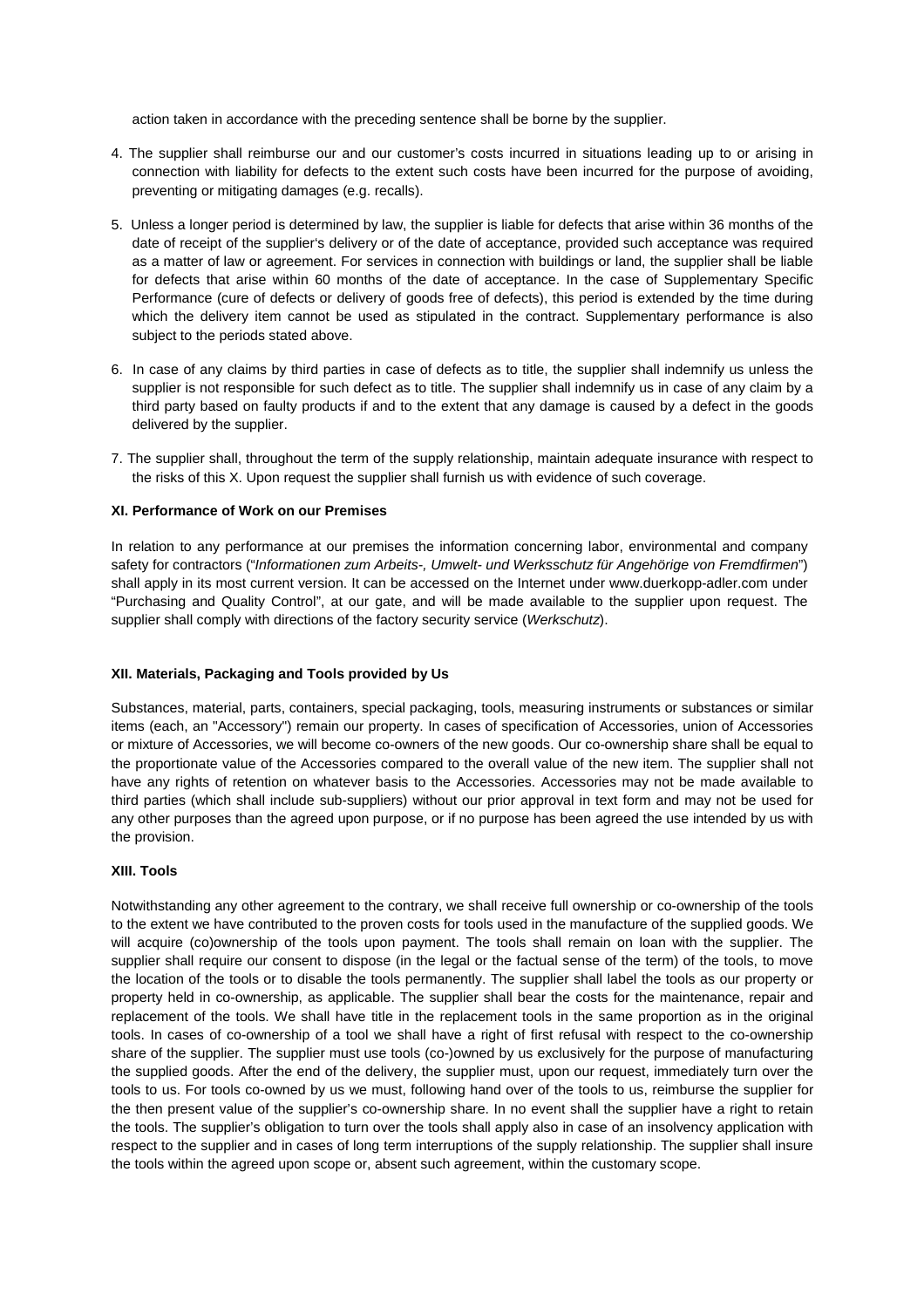action taken in accordance with the preceding sentence shall be borne by the supplier.

4. The supplier shall reimburse our and our customer's costs incurred in situations leading up to or arising in connection with liability for defects to the extent such costs have been incurred for the purpose of avoiding, preventing or mitigating damages (e.g. recalls).

5. Unless a longer period is determined by law, the supplier is liable for defects that arise within 36 months of the date of receipt of the supplier's delivery or of the date of acceptance, provided such acceptance was required as a matter of law or agreement. For services in connection with buildings or land, the supplier shall be liable for defects that arise within 60 months of the date of acceptance. In the case of Supplementary Specific Performance (cure of defects or delivery of goods free of defects), this period is extended by the time during which the delivery item cannot be used as stipulated in the contract. Supplementary performance is also subject to the periods stated above.

6. In case of any claims by third parties in case of defects as to title, the supplier shall indemnify us unless the supplier is not responsible for such defect as to title. The supplier shall indemnify us in case of any claim by a third party based on faulty products if and to the extent that any damage is caused by a defect in the goods delivered by the supplier.

7. The supplier shall, throughout the term of the supply relationship, maintain adequate insurance with respect to the risks of this X. Upon request the supplier shall furnish us with evidence of such coverage.

### XI. Performance of Work on our Premises

In relation to any performance at our premises the information concerning labor, environmental and company safety for contractors ("*Informationen zum Arbeits-, Umwelt- und Werksschutz für Angehörige von Fremdfirmen*") shall apply in its most current version. It can be accessed on the Internet under www.duerkopp-adler.com under "Purchasing and Quality Control", at our gate, and will be made available to the supplier upon request. The supplier shall comply with directions of the factory security service (*Werkschutz*).

### XII. Materials, Packaging and Tools provided by Us

Substances, material, parts, containers, special packaging, tools, measuring instruments or substances or similar items (each, an "Accessory") remain our property. In cases of specification of Accessories, union of Accessories or mixture of Accessories, we will become co-owners of the new goods. Our co-ownership share shall be equal to the proportionate value of the Accessories compared to the overall value of the new item. The supplier shall not have any rights of retention on whatever basis to the Accessories. Accessories may not be made available to third parties (which shall include sub-suppliers) without our prior approval in text form and may not be used for any other purposes than the agreed upon purpose, or if no purpose has been agreed the use intended by us with the provision.

### XIII. Tools

Notwithstanding any other agreement to the contrary, we shall receive full ownership or co-ownership of the tools to the extent we have contributed to the proven costs for tools used in the manufacture of the supplied goods. We will acquire (co)ownership of the tools upon payment. The tools shall remain on loan with the supplier. The supplier shall require our consent to dispose (in the legal or the factual sense of the term) of the tools, to move the location of the tools or to disable the tools permanently. The supplier shall label the tools as our property or property held in co-ownership, as applicable. The supplier shall bear the costs for the maintenance, repair and replacement of the tools. We shall have title in the replacement tools in the same proportion as in the original tools. In cases of co-ownership of a tool we shall have a right of first refusal with respect to the co-ownership share of the supplier. The supplier must use tools (co-)owned by us exclusively for the purpose of manufacturing the supplied goods. After the end of the delivery, the supplier must, upon our request, immediately turn over the tools to us. For tools co-owned by us we must, following hand over of the tools to us, reimburse the supplier for the then present value of the supplier's co-ownership share. In no event shall the supplier have a right to retain the tools. The supplier's obligation to turn over the tools shall apply also in case of an insolvency application with respect to the supplier and in cases of long term interruptions of the supply relationship. The supplier shall insure the tools within the agreed upon scope or, absent such agreement, within the customary scope.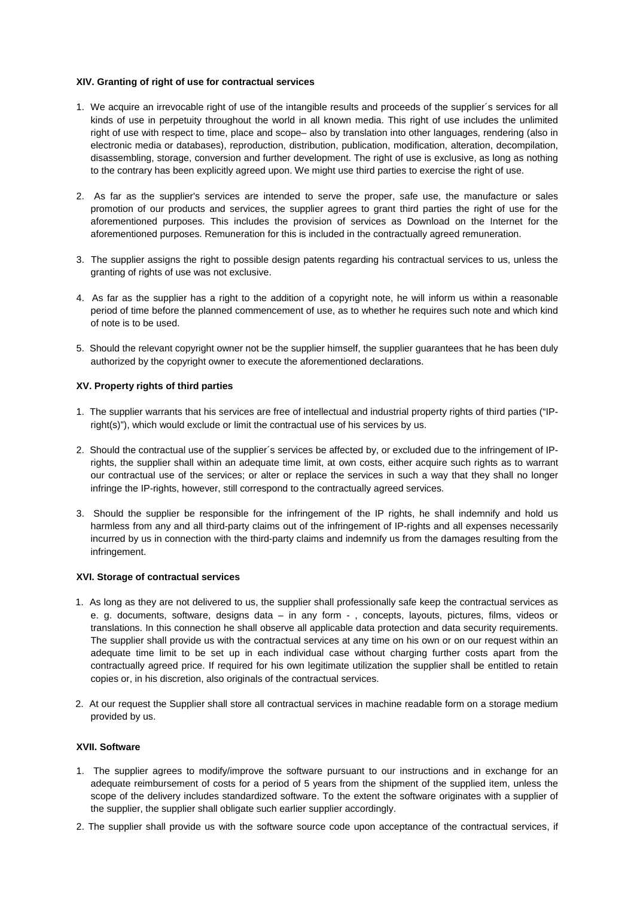**XIV. Granting of right of use for contractual services**

1. We acquire an irrevocable right of use of the intangible results and proceeds of the supplier´s services for all kinds of use in perpetuity throughout the world in all known media. This right of use includes the unlimited right of use with respect to time, place and scope– also by translation into other languages, rendering (also in electronic media or databases), reproduction, distribution, publication, modification, alteration, decompilation, disassembling, storage, conversion and further development. The right of use is exclusive, as long as nothing to the contrary has been explicitly agreed upon. We might use third parties to exercise the right of use.

2. As far as the supplier's services are intended to serve the proper, safe use, the manufacture or sales promotion of our products and services, the supplier agrees to grant third parties the right of use for the aforementioned purposes. This includes the provision of services as Download on the Internet for the aforementioned purposes. Remuneration for this is included in the contractually agreed remuneration.

3. The supplier assigns the right to possible design patents regarding his contractual services to us, unless the granting of rights of use was not exclusive.

4. As far as the supplier has a right to the addition of a copyright note, he will inform us within a reasonable period of time before the planned commencement of use, as to whether he requires such note and which kind of note is to be used.

5. Should the relevant copyright owner not be the supplier himself, the supplier guarantees that he has been duly authorized by the copyright owner to execute the aforementioned declarations.

**XV. Property rights of third parties**

1. The supplier warrants that his services are free of intellectual and industrial property rights of third parties ("IP-right(s)"), which would exclude or limit the contractual use of his services by us.

2. Should the contractual use of the supplier´s services be affected by, or excluded due to the infringement of IP-rights, the supplier shall within an adequate time limit, at own costs, either acquire such rights as to warrant our contractual use of the services; or alter or replace the services in such a way that they shall no longer infringe the IP-rights, however, still correspond to the contractually agreed services.

3. Should the supplier be responsible for the infringement of the IP rights, he shall indemnify and hold us harmless from any and all third-party claims out of the infringement of IP-rights and all expenses necessarily incurred by us in connection with the third-party claims and indemnify us from the damages resulting from the infringement.

**XVI. Storage of contractual services**

1. As long as they are not delivered to us, the supplier shall professionally safe keep the contractual services as e. g. documents, software, designs data – in any form - , concepts, layouts, pictures, films, videos or translations. In this connection he shall observe all applicable data protection and data security requirements. The supplier shall provide us with the contractual services at any time on his own or on our request within an adequate time limit to be set up in each individual case without charging further costs apart from the contractually agreed price. If required for his own legitimate utilization the supplier shall be entitled to retain copies or, in his discretion, also originals of the contractual services.

2. At our request the Supplier shall store all contractual services in machine readable form on a storage medium provided by us.

**XVII. Software**

1. The supplier agrees to modify/improve the software pursuant to our instructions and in exchange for an adequate reimbursement of costs for a period of 5 years from the shipment of the supplied item, unless the scope of the delivery includes standardized software. To the extent the software originates with a supplier of the supplier, the supplier shall obligate such earlier supplier accordingly.

2. The supplier shall provide us with the software source code upon acceptance of the contractual services, if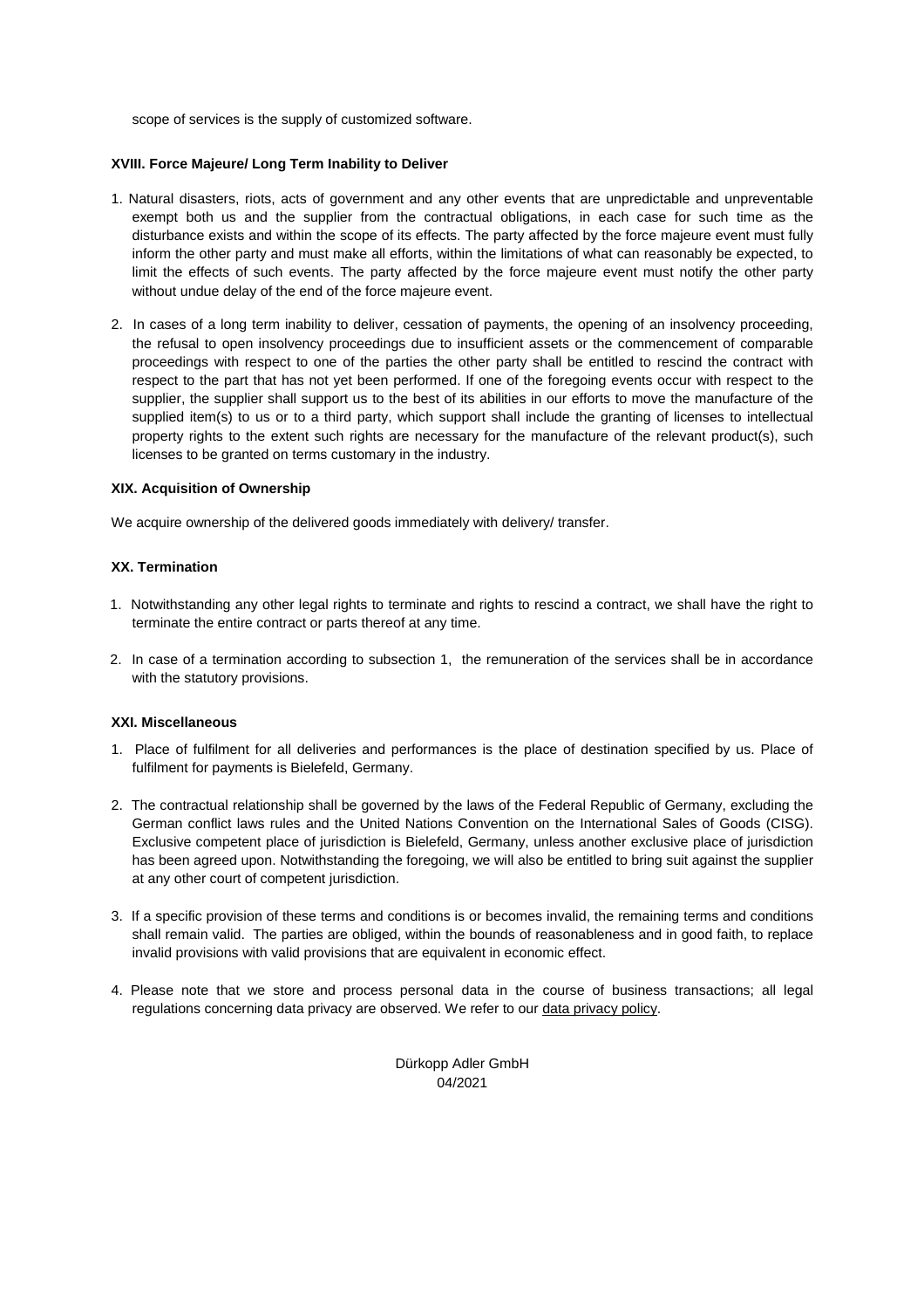scope of services is the supply of customized software.

### XVIII. Force Majeure/ Long Term Inability to Deliver

1. Natural disasters, riots, acts of government and any other events that are unpredictable and unpreventable exempt both us and the supplier from the contractual obligations, in each case for such time as the disturbance exists and within the scope of its effects. The party affected by the force majeure event must fully inform the other party and must make all efforts, within the limitations of what can reasonably be expected, to limit the effects of such events. The party affected by the force majeure event must notify the other party without undue delay of the end of the force majeure event.

2. In cases of a long term inability to deliver, cessation of payments, the opening of an insolvency proceeding, the refusal to open insolvency proceedings due to insufficient assets or the commencement of comparable proceedings with respect to one of the parties the other party shall be entitled to rescind the contract with respect to the part that has not yet been performed. If one of the foregoing events occur with respect to the supplier, the supplier shall support us to the best of its abilities in our efforts to move the manufacture of the supplied item(s) to us or to a third party, which support shall include the granting of licenses to intellectual property rights to the extent such rights are necessary for the manufacture of the relevant product(s), such licenses to be granted on terms customary in the industry.

### XIX. Acquisition of Ownership

We acquire ownership of the delivered goods immediately with delivery/ transfer.

### XX. Termination

1. Notwithstanding any other legal rights to terminate and rights to rescind a contract, we shall have the right to terminate the entire contract or parts thereof at any time.

2. In case of a termination according to subsection 1, the remuneration of the services shall be in accordance with the statutory provisions.

### XXI. Miscellaneous

1. Place of fulfilment for all deliveries and performances is the place of destination specified by us. Place of fulfilment for payments is Bielefeld, Germany.

2. The contractual relationship shall be governed by the laws of the Federal Republic of Germany, excluding the German conflict laws rules and the United Nations Convention on the International Sales of Goods (CISG). Exclusive competent place of jurisdiction is Bielefeld, Germany, unless another exclusive place of jurisdiction has been agreed upon. Notwithstanding the foregoing, we will also be entitled to bring suit against the supplier at any other court of competent jurisdiction.

3. If a specific provision of these terms and conditions is or becomes invalid, the remaining terms and conditions shall remain valid. The parties are obliged, within the bounds of reasonableness and in good faith, to replace invalid provisions with valid provisions that are equivalent in economic effect.

4. Please note that we store and process personal data in the course of business transactions; all legal regulations concerning data privacy are observed. We refer to our data privacy policy.

Dürkopp Adler GmbH
04/2021